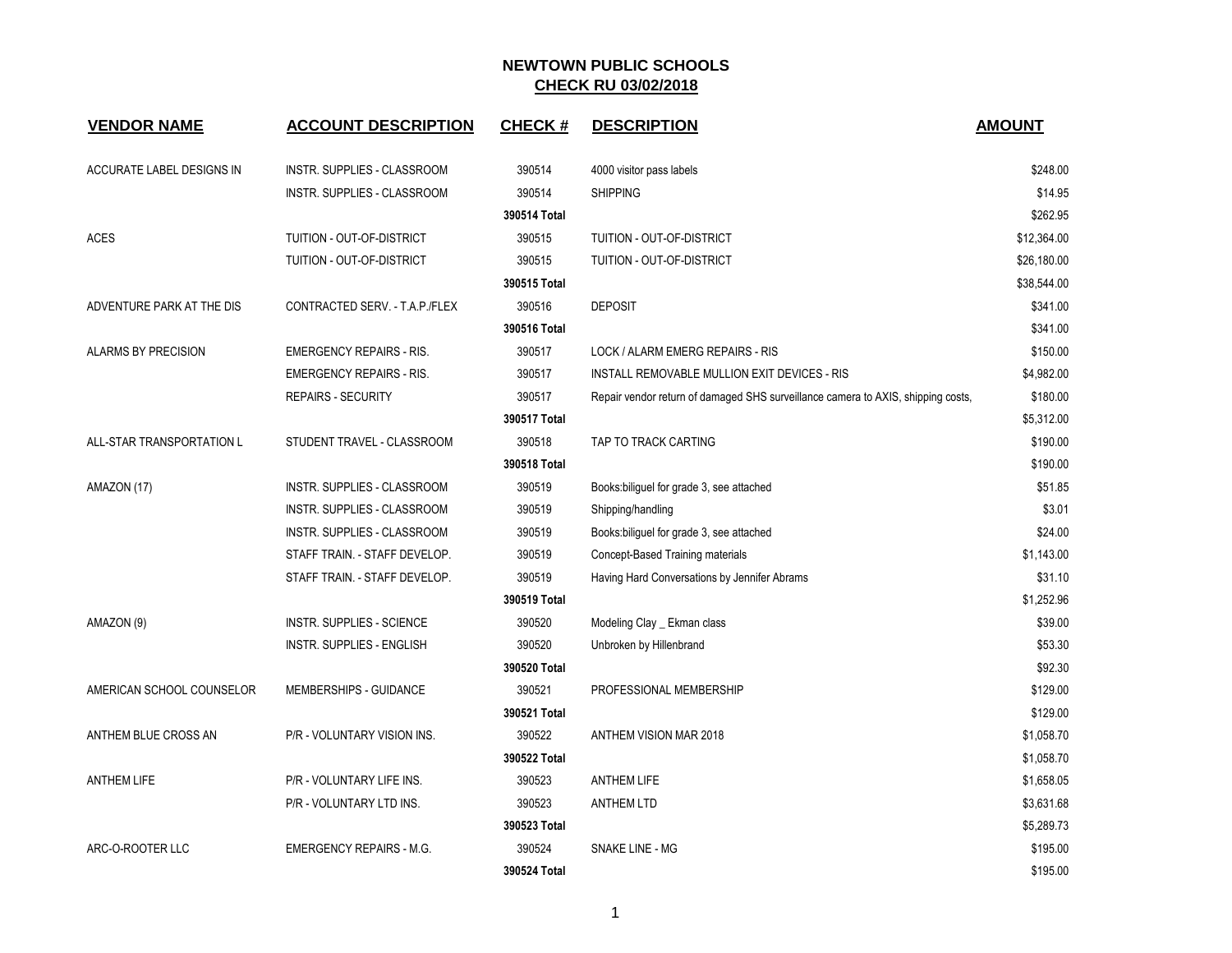## NEWTOWN PUBLIC SCHOOLS
## CHECK RU 03/02/2018

| VENDOR NAME | ACCOUNT DESCRIPTION | CHECK # | DESCRIPTION | AMOUNT |
|---|---|---|---|---|
| ACCURATE LABEL DESIGNS IN | INSTR. SUPPLIES - CLASSROOM | 390514 | 4000 visitor pass labels | $248.00 |
| | INSTR. SUPPLIES - CLASSROOM | 390514 | SHIPPING | $14.95 |
| | | **390514 Total** | | $262.95 |
| ACES | TUITION - OUT-OF-DISTRICT | 390515 | TUITION - OUT-OF-DISTRICT | $12,364.00 |
| | TUITION - OUT-OF-DISTRICT | 390515 | TUITION - OUT-OF-DISTRICT | $26,180.00 |
| | | **390515 Total** | | $38,544.00 |
| ADVENTURE PARK AT THE DIS | CONTRACTED SERV. - T.A.P./FLEX | 390516 | DEPOSIT | $341.00 |
| | | **390516 Total** | | $341.00 |
| ALARMS BY PRECISION | EMERGENCY REPAIRS - RIS. | 390517 | LOCK / ALARM EMERG REPAIRS - RIS | $150.00 |
| | EMERGENCY REPAIRS - RIS. | 390517 | INSTALL REMOVABLE MULLION EXIT DEVICES - RIS | $4,982.00 |
| | REPAIRS - SECURITY | 390517 | Repair vendor return of damaged SHS surveillance camera to AXIS, shipping costs, | $180.00 |
| | | **390517 Total** | | $5,312.00 |
| ALL-STAR TRANSPORTATION L | STUDENT TRAVEL - CLASSROOM | 390518 | TAP TO TRACK CARTING | $190.00 |
| | | **390518 Total** | | $190.00 |
| AMAZON (17) | INSTR. SUPPLIES - CLASSROOM | 390519 | Books:biliguel for grade 3, see attached | $51.85 |
| | INSTR. SUPPLIES - CLASSROOM | 390519 | Shipping/handling | $3.01 |
| | INSTR. SUPPLIES - CLASSROOM | 390519 | Books:biliguel for grade 3, see attached | $24.00 |
| | STAFF TRAIN. - STAFF DEVELOP. | 390519 | Concept-Based Training materials | $1,143.00 |
| | STAFF TRAIN. - STAFF DEVELOP. | 390519 | Having Hard Conversations by Jennifer Abrams | $31.10 |
| | | **390519 Total** | | $1,252.96 |
| AMAZON (9) | INSTR. SUPPLIES - SCIENCE | 390520 | Modeling Clay _ Ekman class | $39.00 |
| | INSTR. SUPPLIES - ENGLISH | 390520 | Unbroken by Hillenbrand | $53.30 |
| | | **390520 Total** | | $92.30 |
| AMERICAN SCHOOL COUNSELOR | MEMBERSHIPS - GUIDANCE | 390521 | PROFESSIONAL MEMBERSHIP | $129.00 |
| | | **390521 Total** | | $129.00 |
| ANTHEM BLUE CROSS AN | P/R - VOLUNTARY VISION INS. | 390522 | ANTHEM VISION MAR 2018 | $1,058.70 |
| | | **390522 Total** | | $1,058.70 |
| ANTHEM LIFE | P/R - VOLUNTARY LIFE INS. | 390523 | ANTHEM LIFE | $1,658.05 |
| | P/R - VOLUNTARY LTD INS. | 390523 | ANTHEM LTD | $3,631.68 |
| | | **390523 Total** | | $5,289.73 |
| ARC-O-ROOTER LLC | EMERGENCY REPAIRS - M.G. | 390524 | SNAKE LINE - MG | $195.00 |
| | | **390524 Total** | | $195.00 |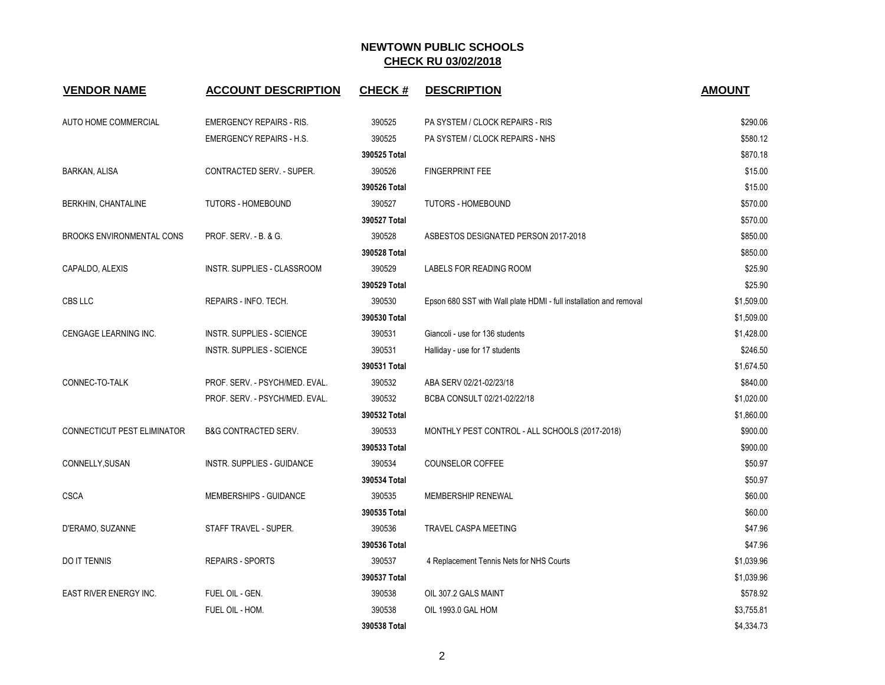# NEWTOWN PUBLIC SCHOOLS

## CHECK RU 03/02/2018

| VENDOR NAME | ACCOUNT DESCRIPTION | CHECK # | DESCRIPTION | AMOUNT |
|---|---|---|---|---|
| AUTO HOME COMMERCIAL | EMERGENCY REPAIRS - RIS. | 390525 | PA SYSTEM / CLOCK REPAIRS - RIS | $290.06 |
| | EMERGENCY REPAIRS - H.S. | 390525 | PA SYSTEM / CLOCK REPAIRS - NHS | $580.12 |
| | | **390525 Total** | | $870.18 |
| BARKAN, ALISA | CONTRACTED SERV. - SUPER. | 390526 | FINGERPRINT FEE | $15.00 |
| | | **390526 Total** | | $15.00 |
| BERKHIN, CHANTALINE | TUTORS - HOMEBOUND | 390527 | TUTORS - HOMEBOUND | $570.00 |
| | | **390527 Total** | | $570.00 |
| BROOKS ENVIRONMENTAL CONS | PROF. SERV. - B. & G. | 390528 | ASBESTOS DESIGNATED PERSON 2017-2018 | $850.00 |
| | | **390528 Total** | | $850.00 |
| CAPALDO, ALEXIS | INSTR. SUPPLIES - CLASSROOM | 390529 | LABELS FOR READING ROOM | $25.90 |
| | | **390529 Total** | | $25.90 |
| CBS LLC | REPAIRS - INFO. TECH. | 390530 | Epson 680 SST with Wall plate HDMI - full installation and removal | $1,509.00 |
| | | **390530 Total** | | $1,509.00 |
| CENGAGE LEARNING INC. | INSTR. SUPPLIES - SCIENCE | 390531 | Giancoli - use for 136 students | $1,428.00 |
| | INSTR. SUPPLIES - SCIENCE | 390531 | Halliday - use for 17 students | $246.50 |
| | | **390531 Total** | | $1,674.50 |
| CONNEC-TO-TALK | PROF. SERV. - PSYCH/MED. EVAL. | 390532 | ABA SERV 02/21-02/23/18 | $840.00 |
| | PROF. SERV. - PSYCH/MED. EVAL. | 390532 | BCBA CONSULT 02/21-02/22/18 | $1,020.00 |
| | | **390532 Total** | | $1,860.00 |
| CONNECTICUT PEST ELIMINATOR | B&G CONTRACTED SERV. | 390533 | MONTHLY PEST CONTROL - ALL SCHOOLS (2017-2018) | $900.00 |
| | | **390533 Total** | | $900.00 |
| CONNELLY,SUSAN | INSTR. SUPPLIES - GUIDANCE | 390534 | COUNSELOR COFFEE | $50.97 |
| | | **390534 Total** | | $50.97 |
| CSCA | MEMBERSHIPS - GUIDANCE | 390535 | MEMBERSHIP RENEWAL | $60.00 |
| | | **390535 Total** | | $60.00 |
| D'ERAMO, SUZANNE | STAFF TRAVEL - SUPER. | 390536 | TRAVEL CASPA MEETING | $47.96 |
| | | **390536 Total** | | $47.96 |
| DO IT TENNIS | REPAIRS - SPORTS | 390537 | 4 Replacement Tennis Nets for NHS Courts | $1,039.96 |
| | | **390537 Total** | | $1,039.96 |
| EAST RIVER ENERGY INC. | FUEL OIL - GEN. | 390538 | OIL 307.2 GALS MAINT | $578.92 |
| | FUEL OIL - HOM. | 390538 | OIL 1993.0 GAL HOM | $3,755.81 |
| | | **390538 Total** | | $4,334.73 |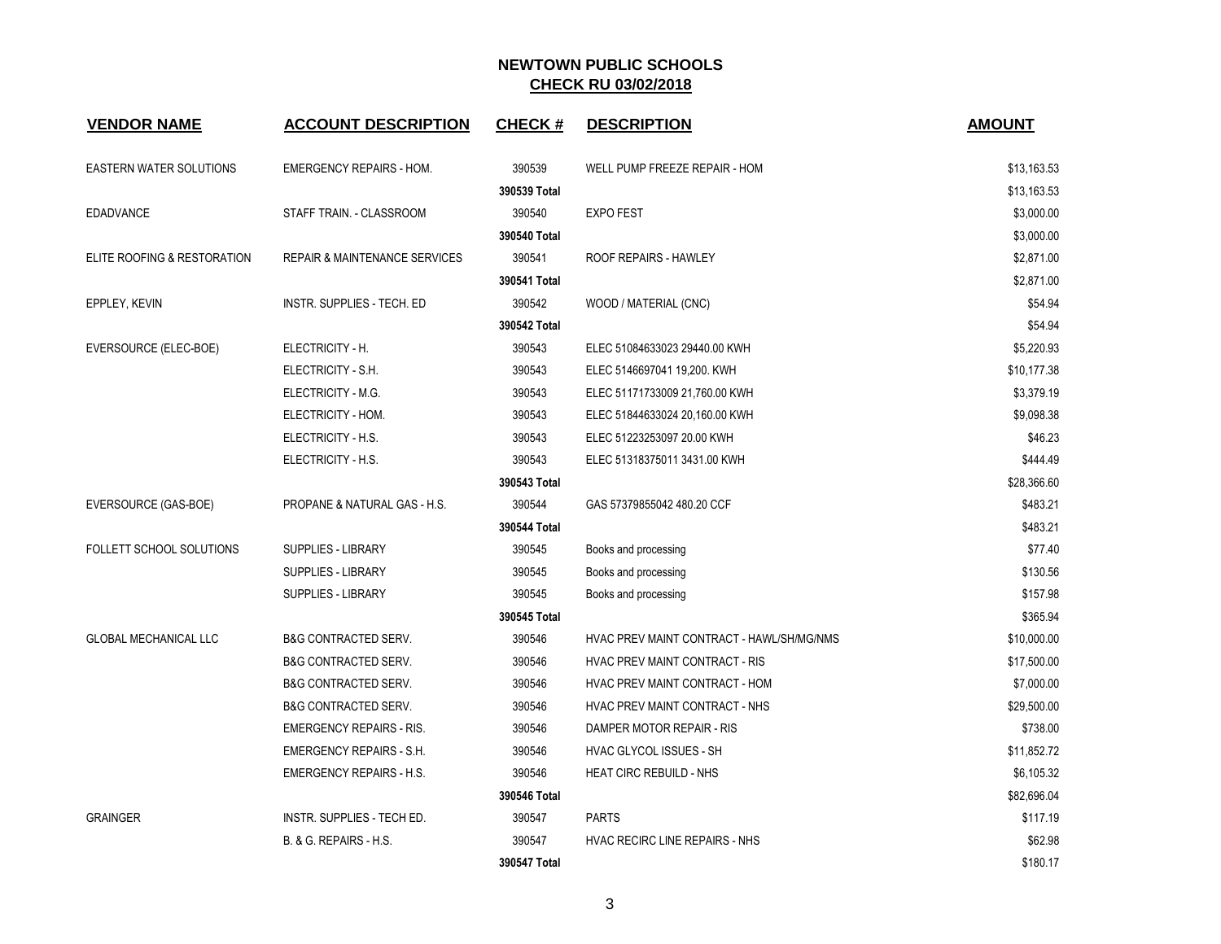# NEWTOWN PUBLIC SCHOOLS

## CHECK RU 03/02/2018

| VENDOR NAME | ACCOUNT DESCRIPTION | CHECK # | DESCRIPTION | AMOUNT |
|---|---|---|---|---|
| EASTERN WATER SOLUTIONS | EMERGENCY REPAIRS - HOM. | 390539 | WELL PUMP FREEZE REPAIR - HOM | $13,163.53 |
| | | **390539 Total** | | $13,163.53 |
| EDADVANCE | STAFF TRAIN. - CLASSROOM | 390540 | EXPO FEST | $3,000.00 |
| | | **390540 Total** | | $3,000.00 |
| ELITE ROOFING & RESTORATION | REPAIR & MAINTENANCE SERVICES | 390541 | ROOF REPAIRS - HAWLEY | $2,871.00 |
| | | **390541 Total** | | $2,871.00 |
| EPPLEY, KEVIN | INSTR. SUPPLIES - TECH. ED | 390542 | WOOD / MATERIAL (CNC) | $54.94 |
| | | **390542 Total** | | $54.94 |
| EVERSOURCE (ELEC-BOE) | ELECTRICITY - H. | 390543 | ELEC 51084633023 29440.00 KWH | $5,220.93 |
| | ELECTRICITY - S.H. | 390543 | ELEC 5146697041 19,200. KWH | $10,177.38 |
| | ELECTRICITY - M.G. | 390543 | ELEC 51171733009 21,760.00 KWH | $3,379.19 |
| | ELECTRICITY - HOM. | 390543 | ELEC 51844633024 20,160.00 KWH | $9,098.38 |
| | ELECTRICITY - H.S. | 390543 | ELEC 51223253097 20.00 KWH | $46.23 |
| | ELECTRICITY - H.S. | 390543 | ELEC 51318375011 3431.00 KWH | $444.49 |
| | | **390543 Total** | | $28,366.60 |
| EVERSOURCE (GAS-BOE) | PROPANE & NATURAL GAS - H.S. | 390544 | GAS 57379855042 480.20 CCF | $483.21 |
| | | **390544 Total** | | $483.21 |
| FOLLETT SCHOOL SOLUTIONS | SUPPLIES - LIBRARY | 390545 | Books and processing | $77.40 |
| | SUPPLIES - LIBRARY | 390545 | Books and processing | $130.56 |
| | SUPPLIES - LIBRARY | 390545 | Books and processing | $157.98 |
| | | **390545 Total** | | $365.94 |
| GLOBAL MECHANICAL LLC | B&G CONTRACTED SERV. | 390546 | HVAC PREV MAINT CONTRACT - HAWL/SH/MG/NMS | $10,000.00 |
| | B&G CONTRACTED SERV. | 390546 | HVAC PREV MAINT CONTRACT - RIS | $17,500.00 |
| | B&G CONTRACTED SERV. | 390546 | HVAC PREV MAINT CONTRACT - HOM | $7,000.00 |
| | B&G CONTRACTED SERV. | 390546 | HVAC PREV MAINT CONTRACT - NHS | $29,500.00 |
| | EMERGENCY REPAIRS - RIS. | 390546 | DAMPER MOTOR REPAIR - RIS | $738.00 |
| | EMERGENCY REPAIRS - S.H. | 390546 | HVAC GLYCOL ISSUES - SH | $11,852.72 |
| | EMERGENCY REPAIRS - H.S. | 390546 | HEAT CIRC REBUILD - NHS | $6,105.32 |
| | | **390546 Total** | | $82,696.04 |
| GRAINGER | INSTR. SUPPLIES - TECH ED. | 390547 | PARTS | $117.19 |
| | B. & G. REPAIRS - H.S. | 390547 | HVAC RECIRC LINE REPAIRS - NHS | $62.98 |
| | | **390547 Total** | | $180.17 |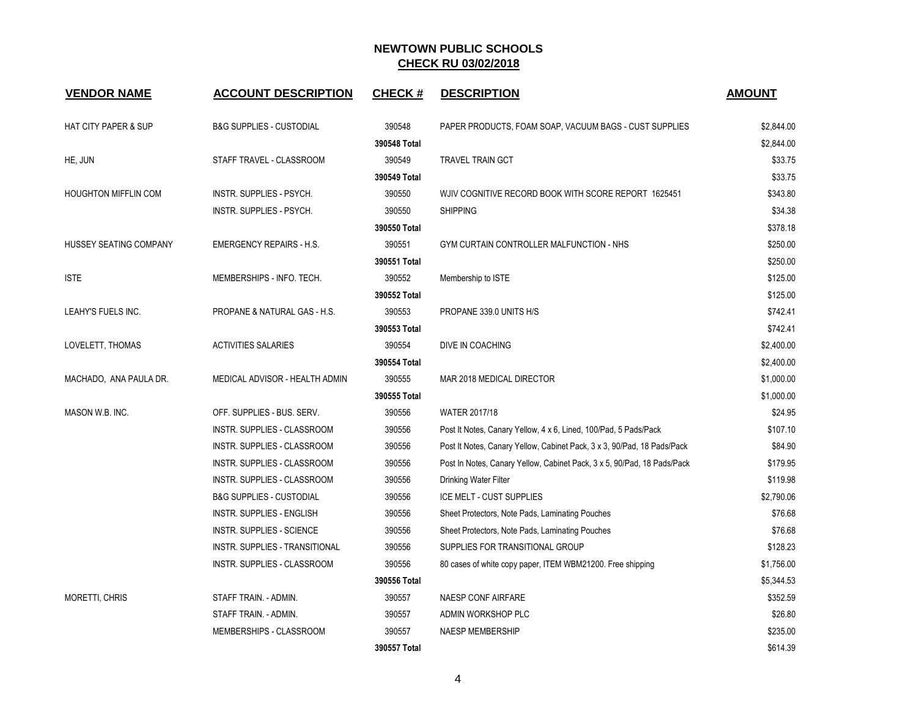# NEWTOWN PUBLIC SCHOOLS

## CHECK RU 03/02/2018

| VENDOR NAME | ACCOUNT DESCRIPTION | CHECK # | DESCRIPTION | AMOUNT |
|---|---|---|---|---|
| HAT CITY PAPER & SUP | B&G SUPPLIES - CUSTODIAL | 390548 | PAPER PRODUCTS, FOAM SOAP, VACUUM BAGS - CUST SUPPLIES | $2,844.00 |
| | | **390548 Total** | | $2,844.00 |
| HE, JUN | STAFF TRAVEL - CLASSROOM | 390549 | TRAVEL TRAIN GCT | $33.75 |
| | | **390549 Total** | | $33.75 |
| HOUGHTON MIFFLIN COM | INSTR. SUPPLIES - PSYCH. | 390550 | WJIV COGNITIVE RECORD BOOK WITH SCORE REPORT 1625451 | $343.80 |
| | INSTR. SUPPLIES - PSYCH. | 390550 | SHIPPING | $34.38 |
| | | **390550 Total** | | $378.18 |
| HUSSEY SEATING COMPANY | EMERGENCY REPAIRS - H.S. | 390551 | GYM CURTAIN CONTROLLER MALFUNCTION - NHS | $250.00 |
| | | **390551 Total** | | $250.00 |
| ISTE | MEMBERSHIPS - INFO. TECH. | 390552 | Membership to ISTE | $125.00 |
| | | **390552 Total** | | $125.00 |
| LEAHY'S FUELS INC. | PROPANE & NATURAL GAS - H.S. | 390553 | PROPANE 339.0 UNITS H/S | $742.41 |
| | | **390553 Total** | | $742.41 |
| LOVELETT, THOMAS | ACTIVITIES SALARIES | 390554 | DIVE IN COACHING | $2,400.00 |
| | | **390554 Total** | | $2,400.00 |
| MACHADO, ANA PAULA DR. | MEDICAL ADVISOR - HEALTH ADMIN | 390555 | MAR 2018 MEDICAL DIRECTOR | $1,000.00 |
| | | **390555 Total** | | $1,000.00 |
| MASON W.B. INC. | OFF. SUPPLIES - BUS. SERV. | 390556 | WATER 2017/18 | $24.95 |
| | INSTR. SUPPLIES - CLASSROOM | 390556 | Post It Notes, Canary Yellow, 4 x 6, Lined, 100/Pad, 5 Pads/Pack | $107.10 |
| | INSTR. SUPPLIES - CLASSROOM | 390556 | Post It Notes, Canary Yellow, Cabinet Pack, 3 x 3, 90/Pad, 18 Pads/Pack | $84.90 |
| | INSTR. SUPPLIES - CLASSROOM | 390556 | Post In Notes, Canary Yellow, Cabinet Pack, 3 x 5, 90/Pad, 18 Pads/Pack | $179.95 |
| | INSTR. SUPPLIES - CLASSROOM | 390556 | Drinking Water Filter | $119.98 |
| | B&G SUPPLIES - CUSTODIAL | 390556 | ICE MELT - CUST SUPPLIES | $2,790.06 |
| | INSTR. SUPPLIES - ENGLISH | 390556 | Sheet Protectors, Note Pads, Laminating Pouches | $76.68 |
| | INSTR. SUPPLIES - SCIENCE | 390556 | Sheet Protectors, Note Pads, Laminating Pouches | $76.68 |
| | INSTR. SUPPLIES - TRANSITIONAL | 390556 | SUPPLIES FOR TRANSITIONAL GROUP | $128.23 |
| | INSTR. SUPPLIES - CLASSROOM | 390556 | 80 cases of white copy paper, ITEM WBM21200. Free shipping | $1,756.00 |
| | | **390556 Total** | | $5,344.53 |
| MORETTI, CHRIS | STAFF TRAIN. - ADMIN. | 390557 | NAESP CONF AIRFARE | $352.59 |
| | STAFF TRAIN. - ADMIN. | 390557 | ADMIN WORKSHOP PLC | $26.80 |
| | MEMBERSHIPS - CLASSROOM | 390557 | NAESP MEMBERSHIP | $235.00 |
| | | **390557 Total** | | $614.39 |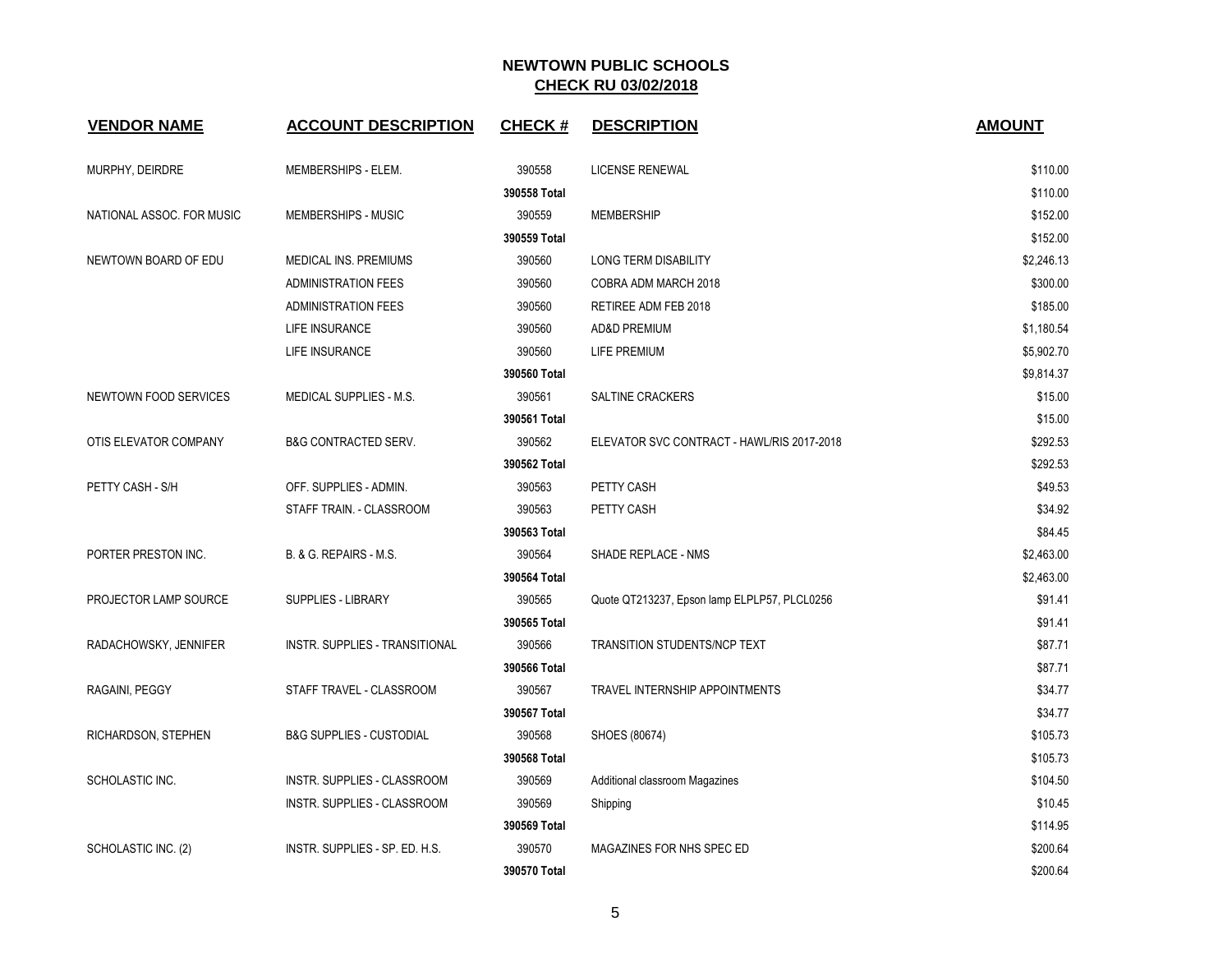# NEWTOWN PUBLIC SCHOOLS
## CHECK RU 03/02/2018

| VENDOR NAME | ACCOUNT DESCRIPTION | CHECK # | DESCRIPTION | AMOUNT |
|---|---|---|---|---|
| MURPHY, DEIRDRE | MEMBERSHIPS - ELEM. | 390558 | LICENSE RENEWAL | $110.00 |
| | | **390558 Total** | | $110.00 |
| NATIONAL ASSOC. FOR MUSIC | MEMBERSHIPS - MUSIC | 390559 | MEMBERSHIP | $152.00 |
| | | **390559 Total** | | $152.00 |
| NEWTOWN BOARD OF EDU | MEDICAL INS. PREMIUMS | 390560 | LONG TERM DISABILITY | $2,246.13 |
| | ADMINISTRATION FEES | 390560 | COBRA ADM MARCH 2018 | $300.00 |
| | ADMINISTRATION FEES | 390560 | RETIREE ADM FEB 2018 | $185.00 |
| | LIFE INSURANCE | 390560 | AD&D PREMIUM | $1,180.54 |
| | LIFE INSURANCE | 390560 | LIFE PREMIUM | $5,902.70 |
| | | **390560 Total** | | $9,814.37 |
| NEWTOWN FOOD SERVICES | MEDICAL SUPPLIES - M.S. | 390561 | SALTINE CRACKERS | $15.00 |
| | | **390561 Total** | | $15.00 |
| OTIS ELEVATOR COMPANY | B&G CONTRACTED SERV. | 390562 | ELEVATOR SVC CONTRACT - HAWL/RIS 2017-2018 | $292.53 |
| | | **390562 Total** | | $292.53 |
| PETTY CASH - S/H | OFF. SUPPLIES - ADMIN. | 390563 | PETTY CASH | $49.53 |
| | STAFF TRAIN. - CLASSROOM | 390563 | PETTY CASH | $34.92 |
| | | **390563 Total** | | $84.45 |
| PORTER PRESTON INC. | B. & G. REPAIRS - M.S. | 390564 | SHADE REPLACE - NMS | $2,463.00 |
| | | **390564 Total** | | $2,463.00 |
| PROJECTOR LAMP SOURCE | SUPPLIES - LIBRARY | 390565 | Quote QT213237, Epson lamp ELPLP57, PLCL0256 | $91.41 |
| | | **390565 Total** | | $91.41 |
| RADACHOWSKY, JENNIFER | INSTR. SUPPLIES - TRANSITIONAL | 390566 | TRANSITION STUDENTS/NCP TEXT | $87.71 |
| | | **390566 Total** | | $87.71 |
| RAGAINI, PEGGY | STAFF TRAVEL - CLASSROOM | 390567 | TRAVEL INTERNSHIP APPOINTMENTS | $34.77 |
| | | **390567 Total** | | $34.77 |
| RICHARDSON, STEPHEN | B&G SUPPLIES - CUSTODIAL | 390568 | SHOES (80674) | $105.73 |
| | | **390568 Total** | | $105.73 |
| SCHOLASTIC INC. | INSTR. SUPPLIES - CLASSROOM | 390569 | Additional classroom Magazines | $104.50 |
| | INSTR. SUPPLIES - CLASSROOM | 390569 | Shipping | $10.45 |
| | | **390569 Total** | | $114.95 |
| SCHOLASTIC INC. (2) | INSTR. SUPPLIES - SP. ED. H.S. | 390570 | MAGAZINES FOR NHS SPEC ED | $200.64 |
| | | **390570 Total** | | $200.64 |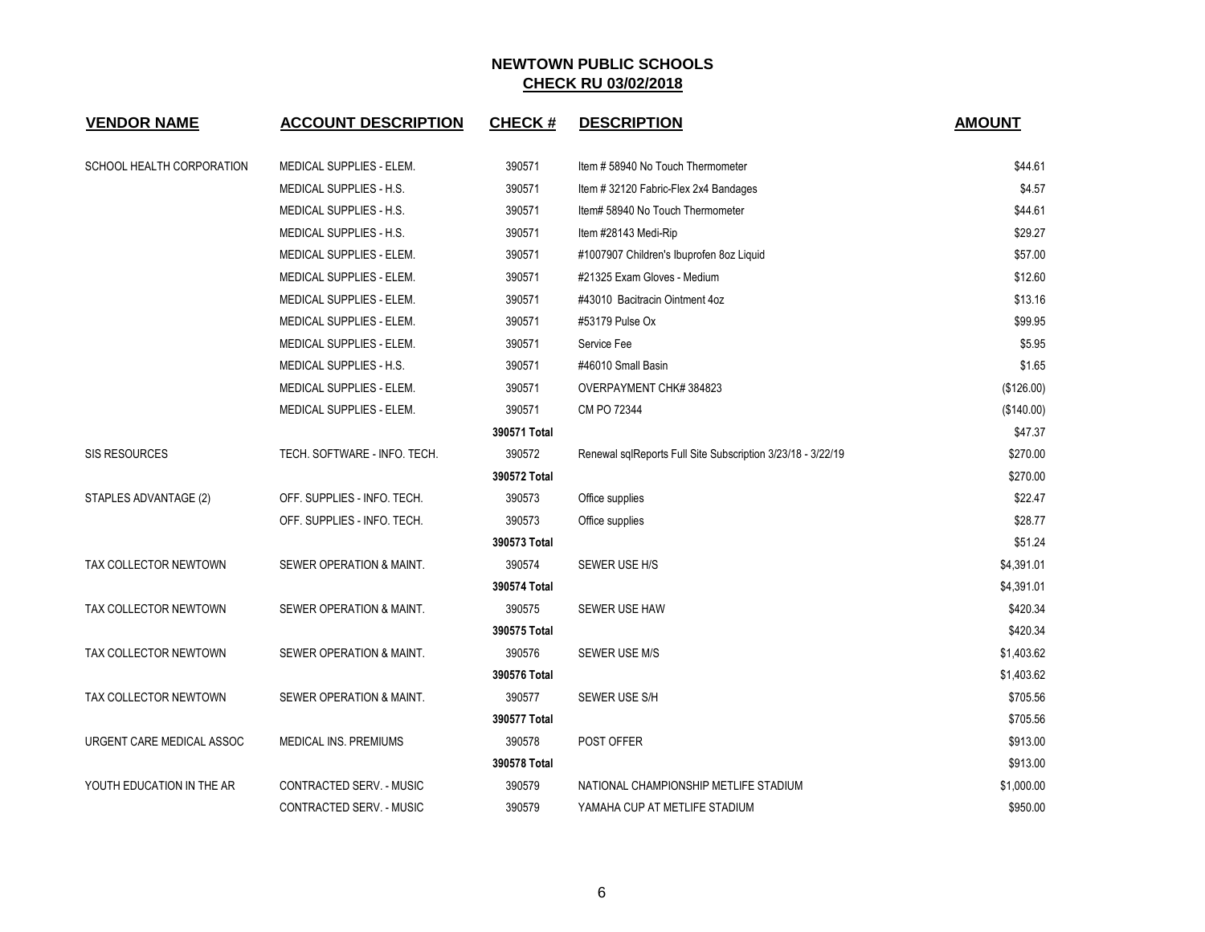# NEWTOWN PUBLIC SCHOOLS

## CHECK RU 03/02/2018

| VENDOR NAME | ACCOUNT DESCRIPTION | CHECK # | DESCRIPTION | AMOUNT |
|---|---|---|---|---|
| SCHOOL HEALTH CORPORATION | MEDICAL SUPPLIES - ELEM. | 390571 | Item # 58940 No Touch Thermometer | $44.61 |
| | MEDICAL SUPPLIES - H.S. | 390571 | Item # 32120 Fabric-Flex 2x4 Bandages | $4.57 |
| | MEDICAL SUPPLIES - H.S. | 390571 | Item# 58940 No Touch Thermometer | $44.61 |
| | MEDICAL SUPPLIES - H.S. | 390571 | Item #28143 Medi-Rip | $29.27 |
| | MEDICAL SUPPLIES - ELEM. | 390571 | #1007907 Children's Ibuprofen 8oz Liquid | $57.00 |
| | MEDICAL SUPPLIES - ELEM. | 390571 | #21325 Exam Gloves - Medium | $12.60 |
| | MEDICAL SUPPLIES - ELEM. | 390571 | #43010 Bacitracin Ointment 4oz | $13.16 |
| | MEDICAL SUPPLIES - ELEM. | 390571 | #53179 Pulse Ox | $99.95 |
| | MEDICAL SUPPLIES - ELEM. | 390571 | Service Fee | $5.95 |
| | MEDICAL SUPPLIES - H.S. | 390571 | #46010 Small Basin | $1.65 |
| | MEDICAL SUPPLIES - ELEM. | 390571 | OVERPAYMENT CHK# 384823 | ($126.00) |
| | MEDICAL SUPPLIES - ELEM. | 390571 | CM PO 72344 | ($140.00) |
| | | **390571 Total** | | $47.37 |
| SIS RESOURCES | TECH. SOFTWARE - INFO. TECH. | 390572 | Renewal sqlReports Full Site Subscription 3/23/18 - 3/22/19 | $270.00 |
| | | **390572 Total** | | $270.00 |
| STAPLES ADVANTAGE (2) | OFF. SUPPLIES - INFO. TECH. | 390573 | Office supplies | $22.47 |
| | OFF. SUPPLIES - INFO. TECH. | 390573 | Office supplies | $28.77 |
| | | **390573 Total** | | $51.24 |
| TAX COLLECTOR NEWTOWN | SEWER OPERATION & MAINT. | 390574 | SEWER USE H/S | $4,391.01 |
| | | **390574 Total** | | $4,391.01 |
| TAX COLLECTOR NEWTOWN | SEWER OPERATION & MAINT. | 390575 | SEWER USE HAW | $420.34 |
| | | **390575 Total** | | $420.34 |
| TAX COLLECTOR NEWTOWN | SEWER OPERATION & MAINT. | 390576 | SEWER USE M/S | $1,403.62 |
| | | **390576 Total** | | $1,403.62 |
| TAX COLLECTOR NEWTOWN | SEWER OPERATION & MAINT. | 390577 | SEWER USE S/H | $705.56 |
| | | **390577 Total** | | $705.56 |
| URGENT CARE MEDICAL ASSOC | MEDICAL INS. PREMIUMS | 390578 | POST OFFER | $913.00 |
| | | **390578 Total** | | $913.00 |
| YOUTH EDUCATION IN THE AR | CONTRACTED SERV. - MUSIC | 390579 | NATIONAL CHAMPIONSHIP METLIFE STADIUM | $1,000.00 |
| | CONTRACTED SERV. - MUSIC | 390579 | YAMAHA CUP AT METLIFE STADIUM | $950.00 |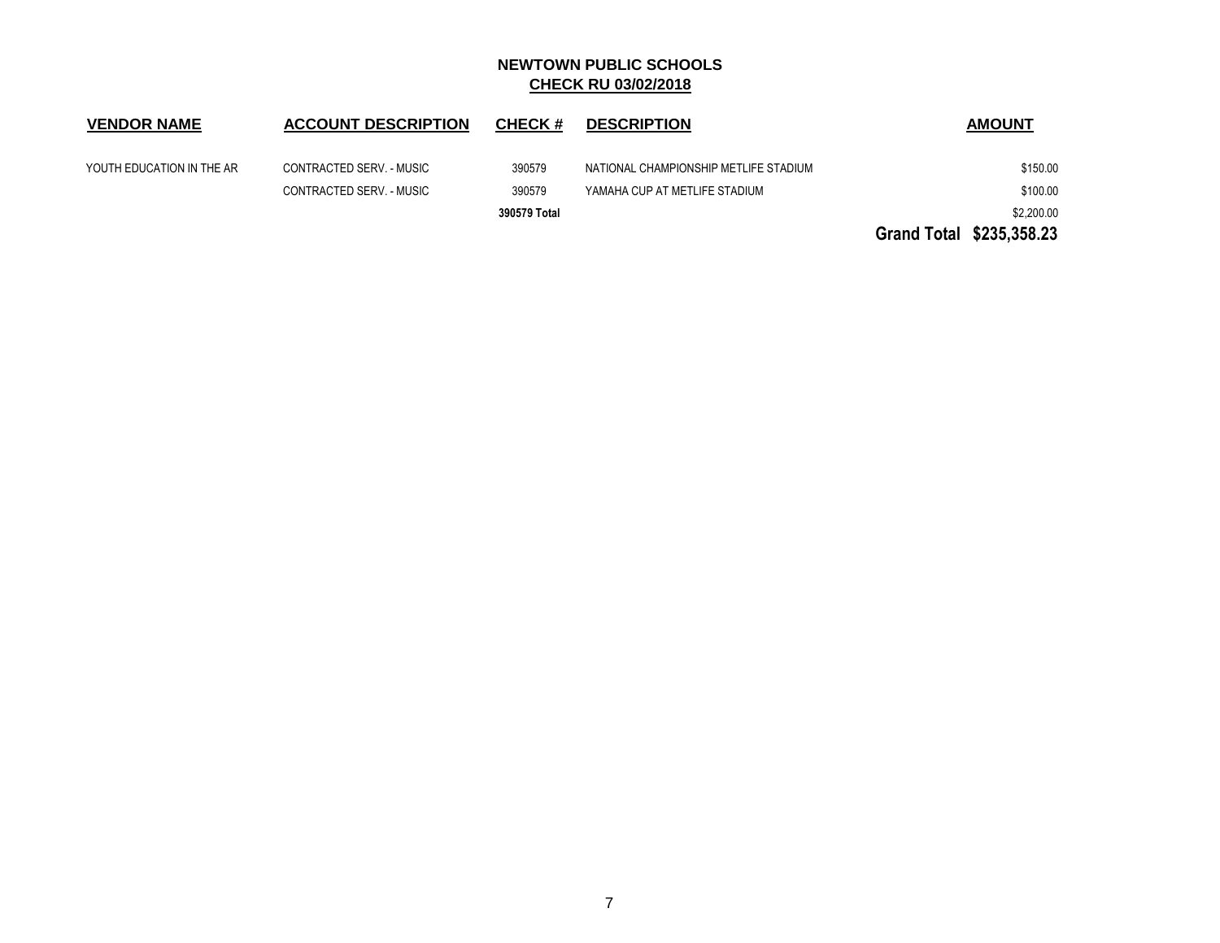**NEWTOWN PUBLIC SCHOOLS**
**CHECK RU 03/02/2018**

| VENDOR NAME | ACCOUNT DESCRIPTION | CHECK # | DESCRIPTION | AMOUNT |
|---|---|---|---|---|
| YOUTH EDUCATION IN THE AR | CONTRACTED SERV. - MUSIC | 390579 | NATIONAL CHAMPIONSHIP METLIFE STADIUM | $150.00 |
| | CONTRACTED SERV. - MUSIC | 390579 | YAMAHA CUP AT METLIFE STADIUM | $100.00 |
| | | **390579 Total** | | $2,200.00 |
| | | | **Grand Total** | **$235,358.23** |